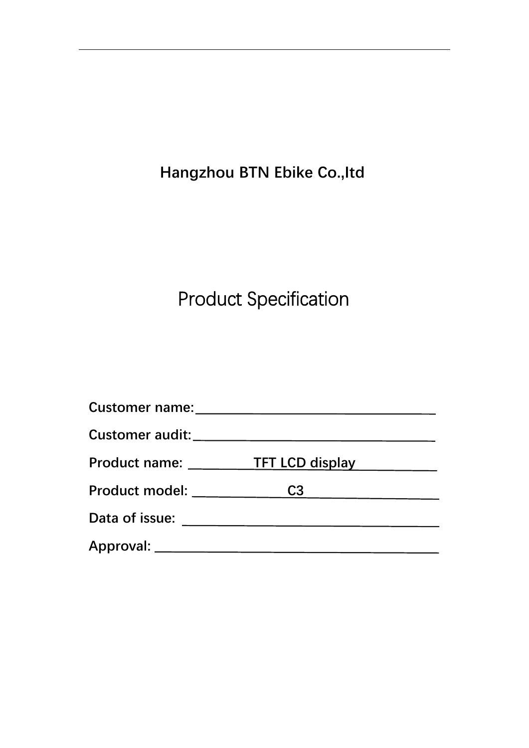**Hangzhou BTN Ebike Co.,ltd**

# Product Specification

**Customer name:**\_\_\_\_\_\_\_\_\_\_\_\_\_\_\_\_\_\_\_\_\_\_\_\_\_\_\_\_\_\_\_\_\_\_\_\_

**Customer audit:**\_\_\_\_\_\_\_\_\_\_\_\_\_\_\_\_\_\_\_\_\_\_\_\_\_\_\_\_\_\_\_\_\_\_\_\_

**Product name:** TFT LCD display

**Product model:** C3

**Data of issue:** \_\_\_\_\_\_\_\_\_\_\_\_\_\_\_\_\_\_\_\_\_\_\_\_\_\_\_\_\_\_\_\_\_\_\_\_

**Approval:** \_\_\_\_\_\_\_\_\_\_\_\_\_\_\_\_\_\_\_\_\_\_\_\_\_\_\_\_\_\_\_\_\_\_\_\_\_\_\_\_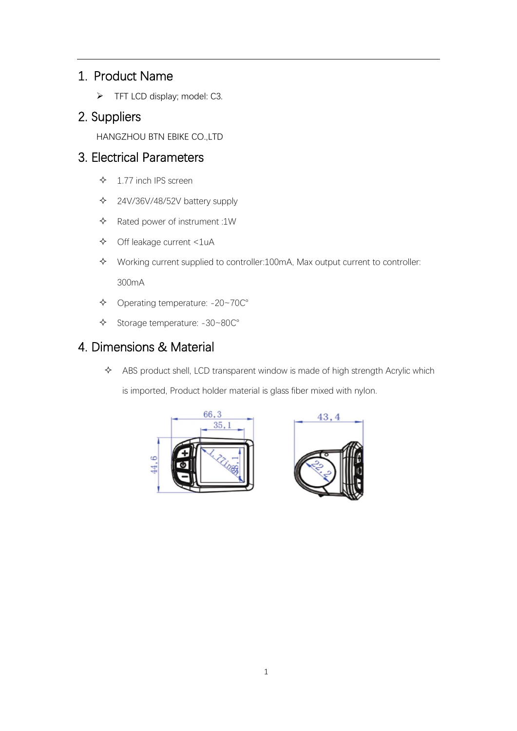## 1. Product Name

- TFT LCD display; model: C3.

## 2. Suppliers

HANGZHOU BTN EBIKE CO.,LTD

## 3. Electrical Parameters

- 1.77 inch IPS screen
- 24V/36V/48/52V battery supply
- Rated power of instrument :1W
- Off leakage current <1uA
- Working current supplied to controller:100mA, Max output current to controller: 300mA
- Operating temperature: -20~70C°
- Storage temperature: -30~80C°

## 4. Dimensions & Material

- ABS product shell, LCD transparent window is made of high strength Acrylic which is imported, Product holder material is glass fiber mixed with nylon.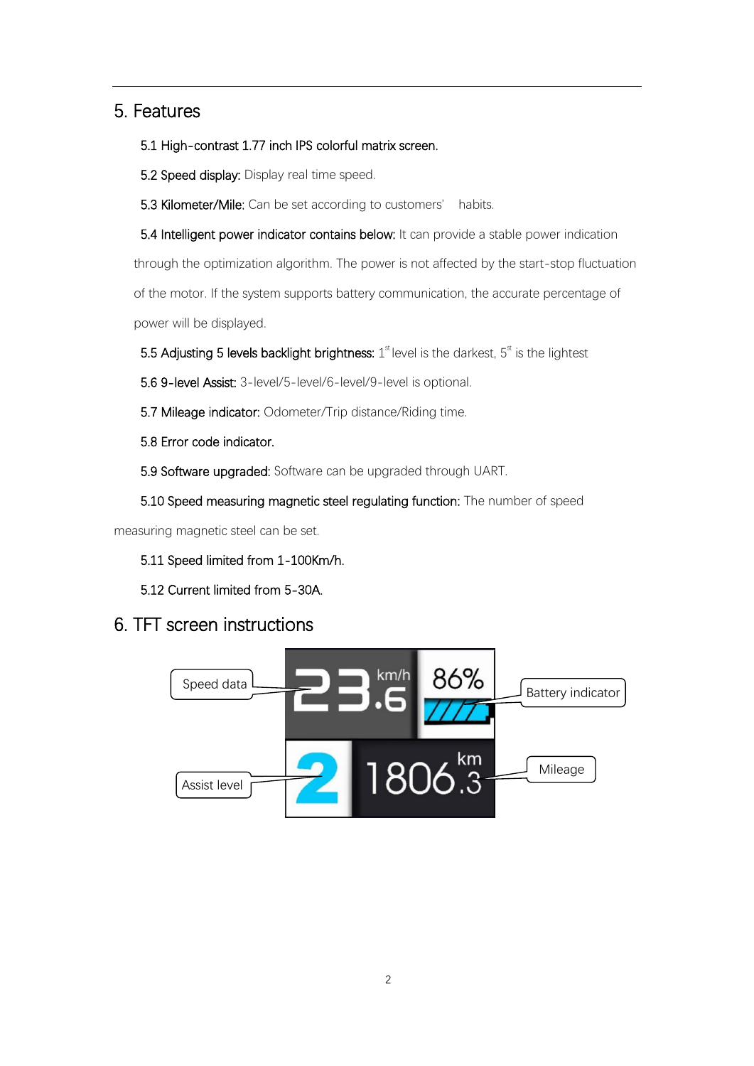## 5. Features

**5.1 High-contrast 1.77 inch IPS colorful matrix screen.**

**5.2 Speed display:** Display real time speed.

**5.3 Kilometer/Mile:** Can be set according to customers' habits.

**5.4 Intelligent power indicator contains below:** It can provide a stable power indication through the optimization algorithm. The power is not affected by the start-stop fluctuation of the motor. If the system supports battery communication, the accurate percentage of power will be displayed.

**5.5 Adjusting 5 levels backlight brightness:** 1st level is the darkest, 5st is the lightest

**5.6 9-level Assist:** 3-level/5-level/6-level/9-level is optional.

**5.7 Mileage indicator:** Odometer/Trip distance/Riding time.

**5.8 Error code indicator.**

**5.9 Software upgraded:** Software can be upgraded through UART.

**5.10 Speed measuring magnetic steel regulating function:** The number of speed measuring magnetic steel can be set.

**5.11 Speed limited from 1-100Km/h.**

**5.12 Current limited from 5-30A.**

## 6. TFT screen instructions

Speed data

Battery indicator

Assist level

Mileage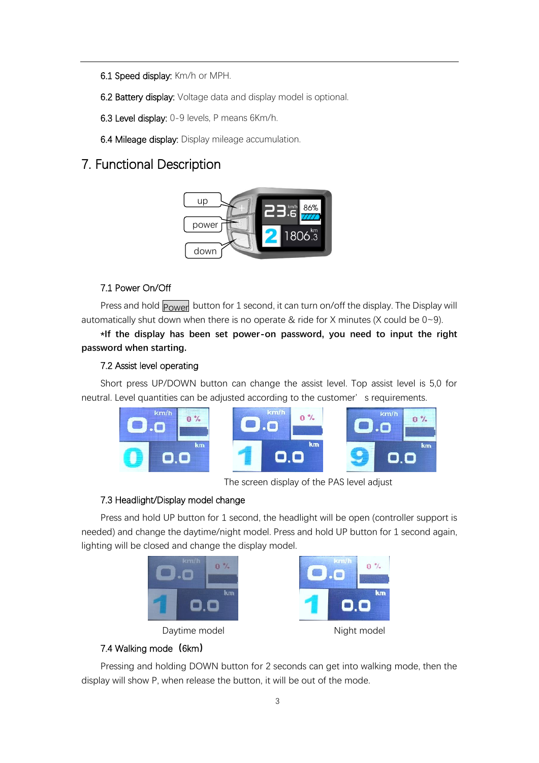6.1 Speed display: Km/h or MPH.

6.2 Battery display: Voltage data and display model is optional.

6.3 Level display: 0-9 levels, P means 6Km/h.

6.4 Mileage display: Display mileage accumulation.

# 7. Functional Description

### 7.1 Power On/Off

Press and hold Power button for 1 second, it can turn on/off the display. The Display will automatically shut down when there is no operate & ride for X minutes (X could be 0~9).

***If the display has been set power-on password, you need to input the right password when starting.**

### 7.2 Assist level operating

Short press UP/DOWN button can change the assist level. Top assist level is 5,0 for neutral. Level quantities can be adjusted according to the customer' s requirements.

The screen display of the PAS level adjust

### 7.3 Headlight/Display model change

Press and hold UP button for 1 second, the headlight will be open (controller support is needed) and change the daytime/night model. Press and hold UP button for 1 second again, lighting will be closed and change the display model.

Daytime model

Night model

### 7.4 Walking mode（6km）

Pressing and holding DOWN button for 2 seconds can get into walking mode, then the display will show P, when release the button, it will be out of the mode.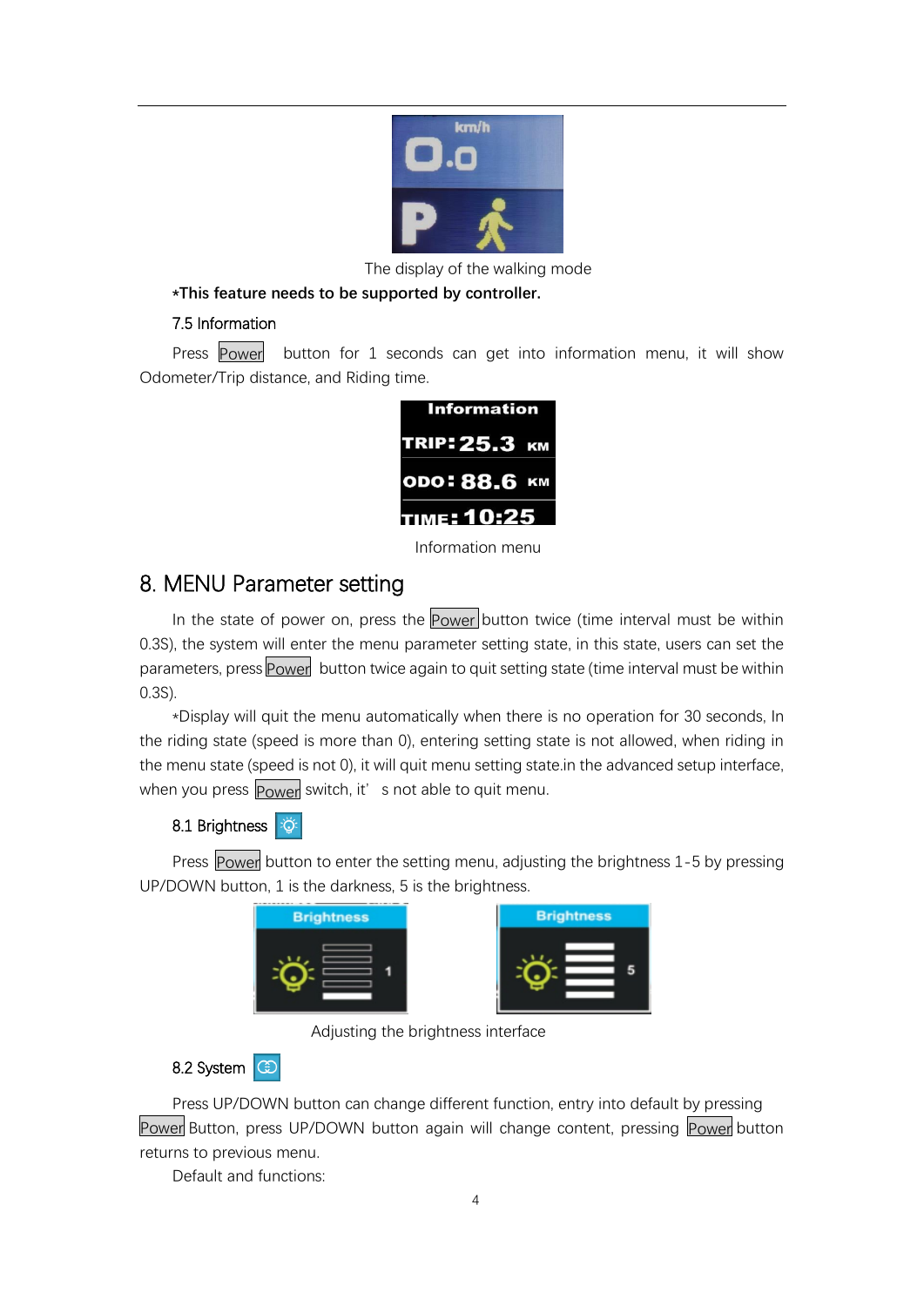The display of the walking mode

***This feature needs to be supported by controller.**

### 7.5 Information

Press Power button for 1 seconds can get into information menu, it will show Odometer/Trip distance, and Riding time.

Information menu

## 8. MENU Parameter setting

In the state of power on, press the Power button twice (time interval must be within 0.3S), the system will enter the menu parameter setting state, in this state, users can set the parameters, press Power button twice again to quit setting state (time interval must be within 0.3S).

*Display will quit the menu automatically when there is no operation for 30 seconds, In the riding state (speed is more than 0), entering setting state is not allowed, when riding in the menu state (speed is not 0), it will quit menu setting state.in the advanced setup interface, when you press Power switch, it' s not able to quit menu.

### 8.1 Brightness

Press Power button to enter the setting menu, adjusting the brightness 1-5 by pressing UP/DOWN button, 1 is the darkness, 5 is the brightness.

Adjusting the brightness interface

### 8.2 System

Press UP/DOWN button can change different function, entry into default by pressing Power Button, press UP/DOWN button again will change content, pressing Power button returns to previous menu.

Default and functions: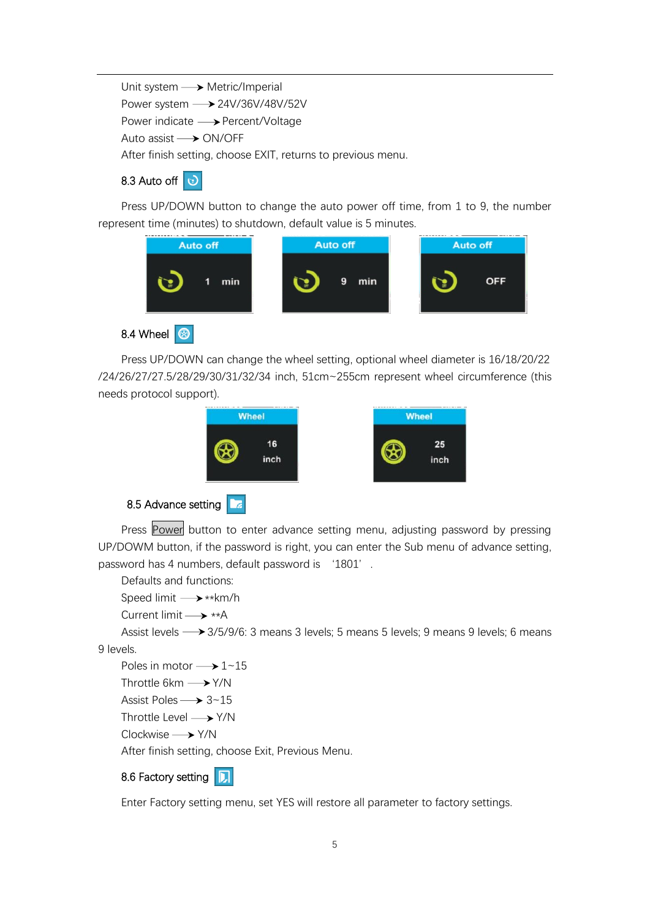Unit system ⟶ Metric/Imperial
Power system ⟶ 24V/36V/48V/52V
Power indicate ⟶ Percent/Voltage
Auto assist ⟶ ON/OFF
After finish setting, choose EXIT, returns to previous menu.

### 8.3 Auto off

Press UP/DOWN button to change the auto power off time, from 1 to 9, the number represent time (minutes) to shutdown, default value is 5 minutes.

Auto off 1 min | Auto off 9 min | Auto off OFF

### 8.4 Wheel

Press UP/DOWN can change the wheel setting, optional wheel diameter is 16/18/20/22 /24/26/27/27.5/28/29/30/31/32/34 inch, 51cm~255cm represent wheel circumference (this needs protocol support).

Wheel 16 inch | Wheel 25 inch

### 8.5 Advance setting

Press Power button to enter advance setting menu, adjusting password by pressing UP/DOWM button, if the password is right, you can enter the Sub menu of advance setting, password has 4 numbers, default password is '1801'.

Defaults and functions:

Speed limit ⟶ **km/h
Current limit ⟶ **A
Assist levels ⟶ 3/5/9/6: 3 means 3 levels; 5 means 5 levels; 9 means 9 levels; 6 means 9 levels.
Poles in motor ⟶ 1~15
Throttle 6km ⟶ Y/N
Assist Poles ⟶ 3~15
Throttle Level ⟶ Y/N
Clockwise ⟶ Y/N
After finish setting, choose Exit, Previous Menu.

### 8.6 Factory setting

Enter Factory setting menu, set YES will restore all parameter to factory settings.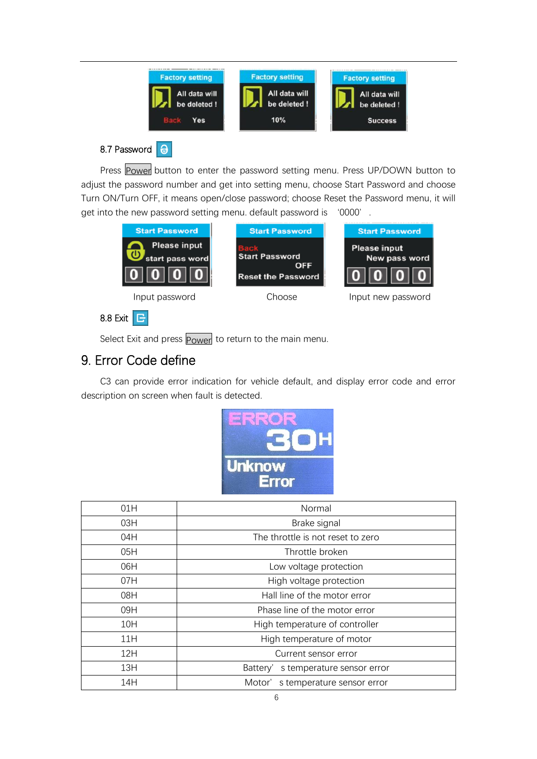### 8.7 Password

Press Power button to enter the password setting menu. Press UP/DOWN button to adjust the password number and get into setting menu, choose Start Password and choose Turn ON/Turn OFF, it means open/close password; choose Reset the Password menu, it will get into the new password setting menu. default password is '0000'.

Input password    Choose    Input new password

### 8.8 Exit

Select Exit and press Power to return to the main menu.

## 9. Error Code define

C3 can provide error indication for vehicle default, and display error code and error description on screen when fault is detected.

| 01H | Normal |
|---|---|
| 03H | Brake signal |
| 04H | The throttle is not reset to zero |
| 05H | Throttle broken |
| 06H | Low voltage protection |
| 07H | High voltage protection |
| 08H | Hall line of the motor error |
| 09H | Phase line of the motor error |
| 10H | High temperature of controller |
| 11H | High temperature of motor |
| 12H | Current sensor error |
| 13H | Battery's temperature sensor error |
| 14H | Motor's temperature sensor error |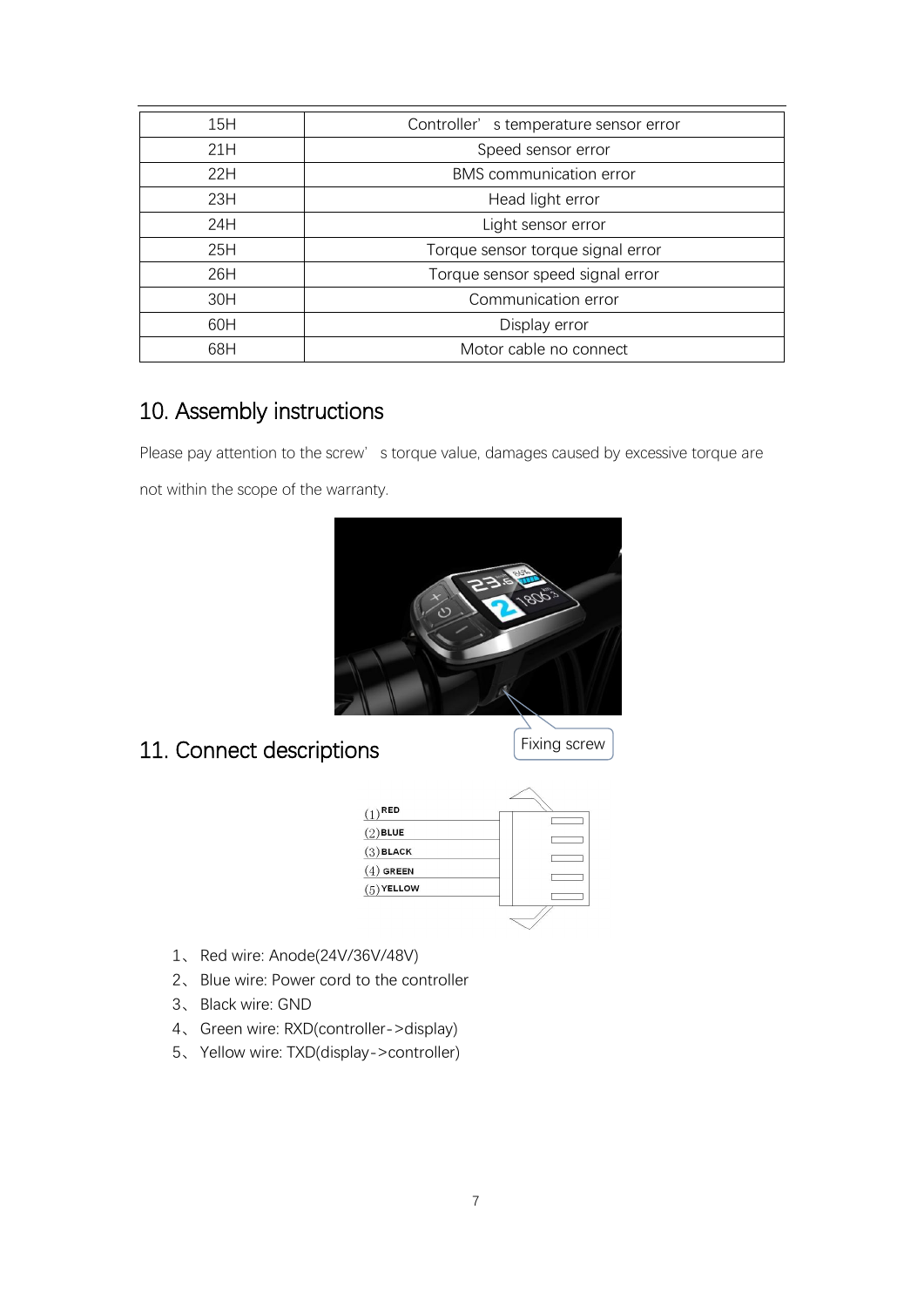| | |
|---|---|
| 15H | Controller' s temperature sensor error |
| 21H | Speed sensor error |
| 22H | BMS communication error |
| 23H | Head light error |
| 24H | Light sensor error |
| 25H | Torque sensor torque signal error |
| 26H | Torque sensor speed signal error |
| 30H | Communication error |
| 60H | Display error |
| 68H | Motor cable no connect |

## 10. Assembly instructions

Please pay attention to the screw' s torque value, damages caused by excessive torque are not within the scope of the warranty.

Fixing screw

## 11. Connect descriptions

(1) RED
(2) BLUE
(3) BLACK
(4) GREEN
(5) YELLOW

1、 Red wire: Anode(24V/36V/48V)
2、 Blue wire: Power cord to the controller
3、 Black wire: GND
4、 Green wire: RXD(controller->display)
5、 Yellow wire: TXD(display->controller)